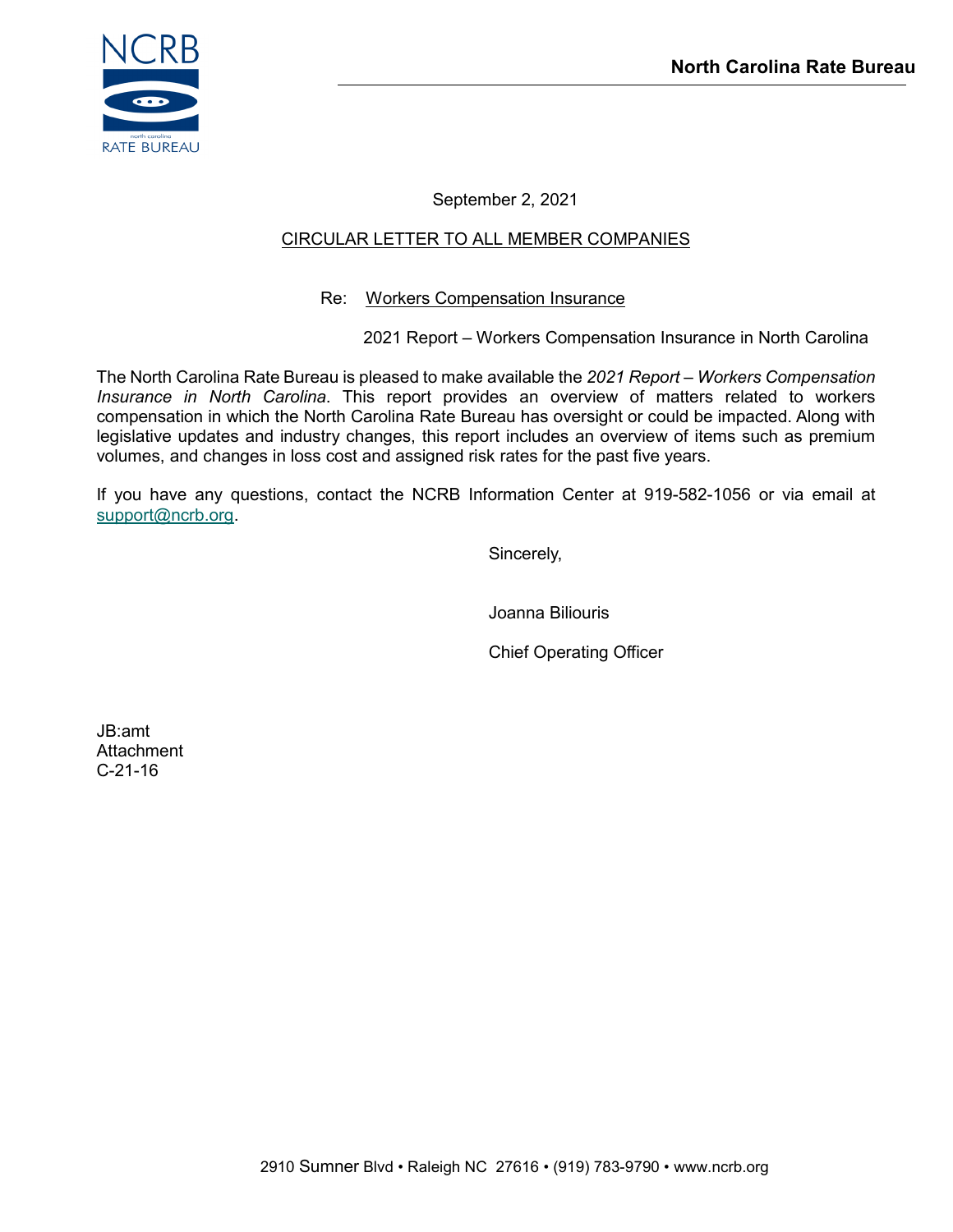**North Carolina Rate Bureau**

September 2, 2021

CIRCULAR LETTER TO ALL MEMBER COMPANIES

Re: Workers Compensation Insurance

2021 Report – Workers Compensation Insurance in North Carolina

The North Carolina Rate Bureau is pleased to make available the *2021 Report – Workers Compensation Insurance in North Carolina*. This report provides an overview of matters related to workers compensation in which the North Carolina Rate Bureau has oversight or could be impacted. Along with legislative updates and industry changes, this report includes an overview of items such as premium volumes, and changes in loss cost and assigned risk rates for the past five years.

If you have any questions, contact the NCRB Information Center at 919-582-1056 or via email at support@ncrb.org.

Sincerely,

Joanna Biliouris

Chief Operating Officer

JB:amt
Attachment
C-21-16

2910 Sumner Blvd • Raleigh NC 27616 • (919) 783-9790 • www.ncrb.org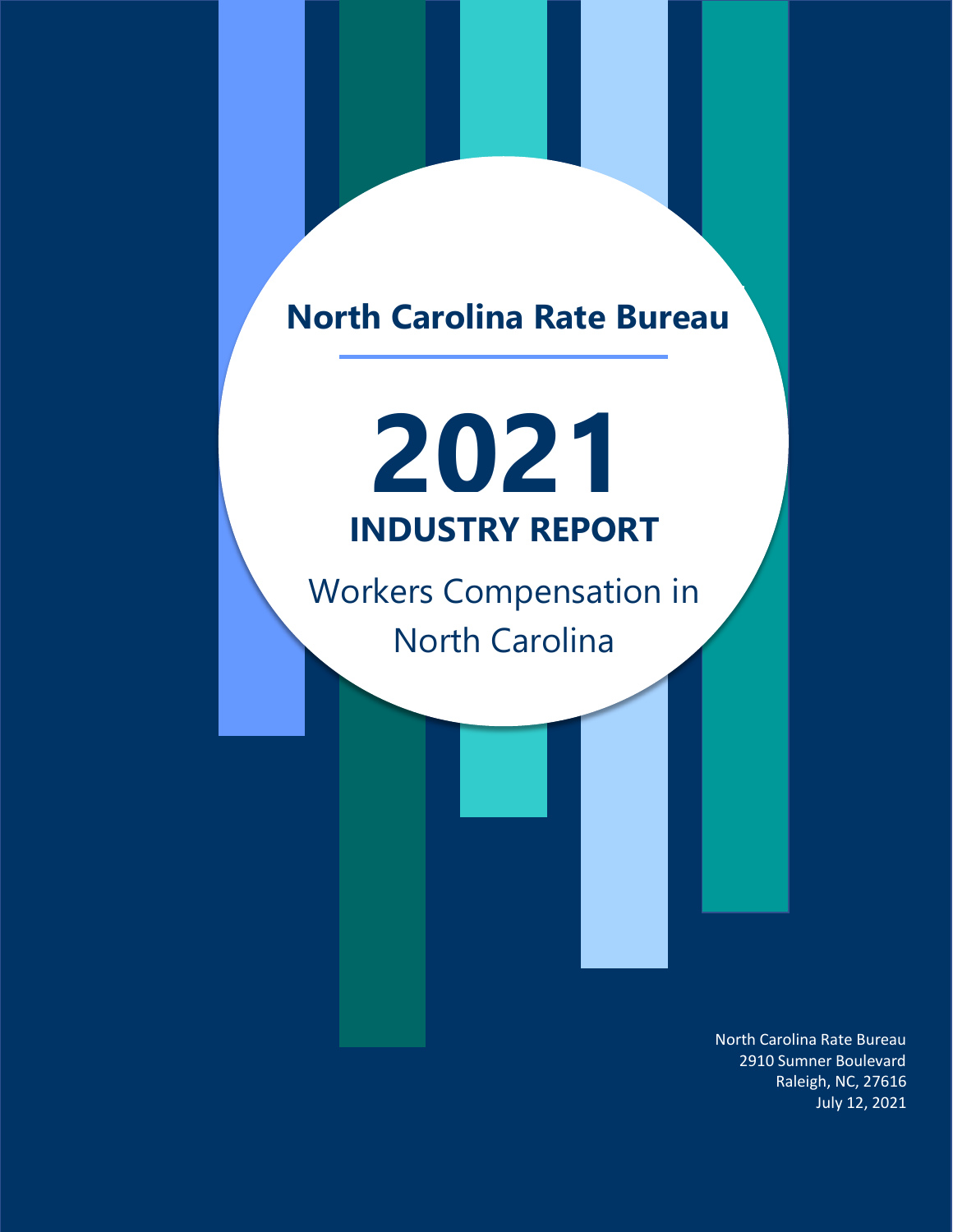# North Carolina Rate Bureau

# 2021

## INDUSTRY REPORT

Workers Compensation in North Carolina

North Carolina Rate Bureau
2910 Sumner Boulevard
Raleigh, NC, 27616
July 12, 2021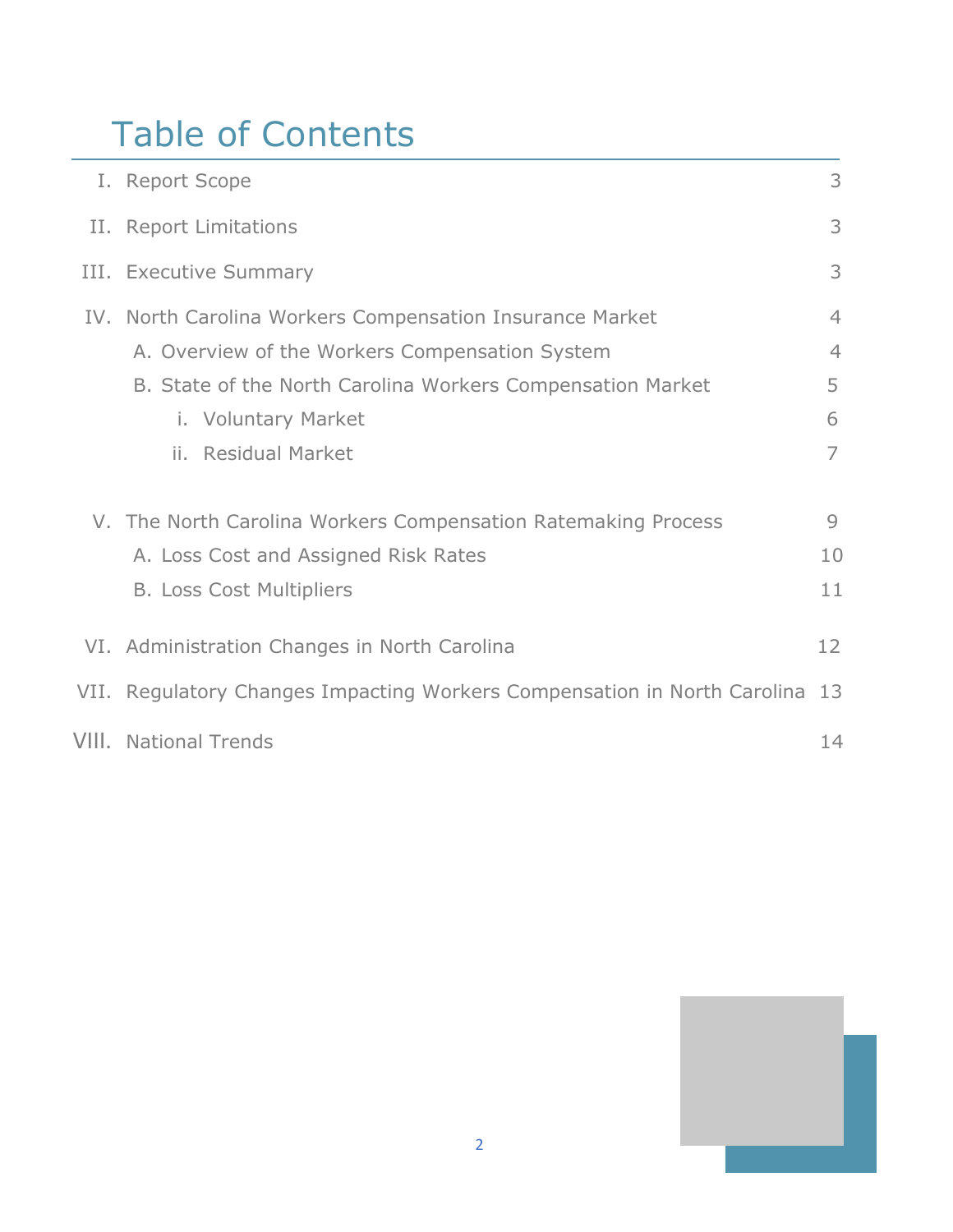# Table of Contents

- I. Report Scope — 3
- II. Report Limitations — 3
- III. Executive Summary — 3
- IV. North Carolina Workers Compensation Insurance Market — 4
  - A. Overview of the Workers Compensation System — 4
  - B. State of the North Carolina Workers Compensation Market — 5
    - i. Voluntary Market — 6
    - ii. Residual Market — 7
- V. The North Carolina Workers Compensation Ratemaking Process — 9
  - A. Loss Cost and Assigned Risk Rates — 10
  - B. Loss Cost Multipliers — 11
- VI. Administration Changes in North Carolina — 12
- VII. Regulatory Changes Impacting Workers Compensation in North Carolina — 13
- VIII. National Trends — 14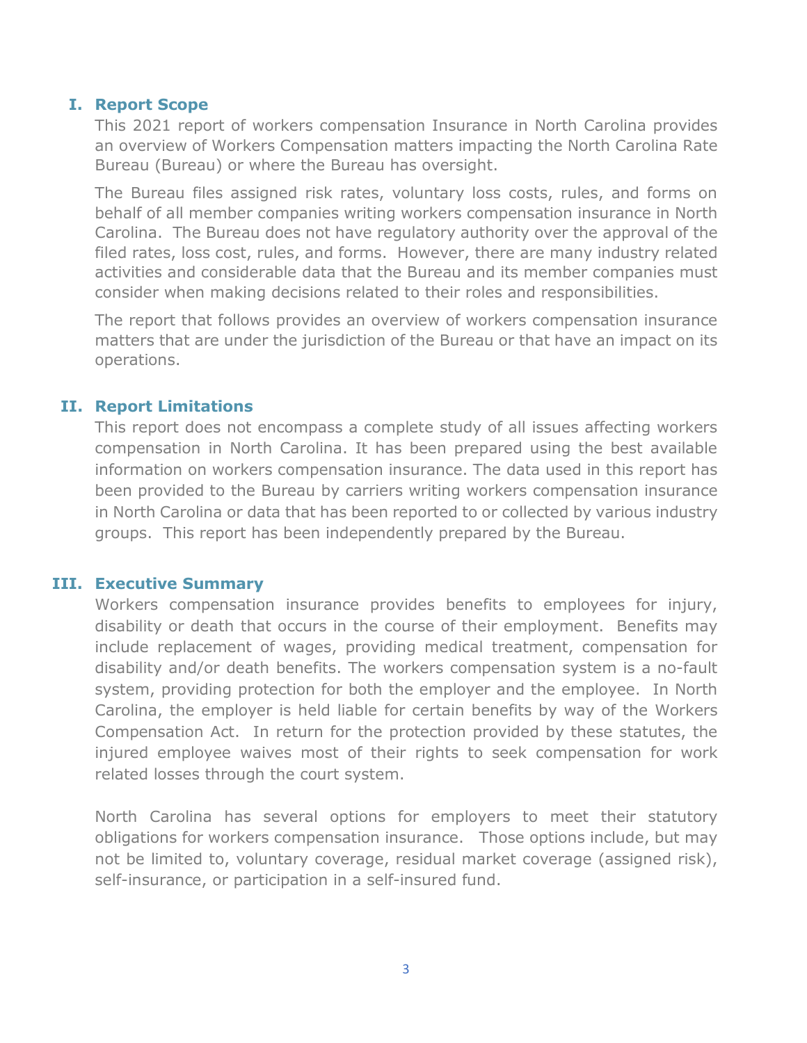## I. Report Scope

This 2021 report of workers compensation Insurance in North Carolina provides an overview of Workers Compensation matters impacting the North Carolina Rate Bureau (Bureau) or where the Bureau has oversight.

The Bureau files assigned risk rates, voluntary loss costs, rules, and forms on behalf of all member companies writing workers compensation insurance in North Carolina. The Bureau does not have regulatory authority over the approval of the filed rates, loss cost, rules, and forms. However, there are many industry related activities and considerable data that the Bureau and its member companies must consider when making decisions related to their roles and responsibilities.

The report that follows provides an overview of workers compensation insurance matters that are under the jurisdiction of the Bureau or that have an impact on its operations.

## II. Report Limitations

This report does not encompass a complete study of all issues affecting workers compensation in North Carolina. It has been prepared using the best available information on workers compensation insurance. The data used in this report has been provided to the Bureau by carriers writing workers compensation insurance in North Carolina or data that has been reported to or collected by various industry groups. This report has been independently prepared by the Bureau.

## III. Executive Summary

Workers compensation insurance provides benefits to employees for injury, disability or death that occurs in the course of their employment. Benefits may include replacement of wages, providing medical treatment, compensation for disability and/or death benefits. The workers compensation system is a no-fault system, providing protection for both the employer and the employee. In North Carolina, the employer is held liable for certain benefits by way of the Workers Compensation Act. In return for the protection provided by these statutes, the injured employee waives most of their rights to seek compensation for work related losses through the court system.

North Carolina has several options for employers to meet their statutory obligations for workers compensation insurance. Those options include, but may not be limited to, voluntary coverage, residual market coverage (assigned risk), self-insurance, or participation in a self-insured fund.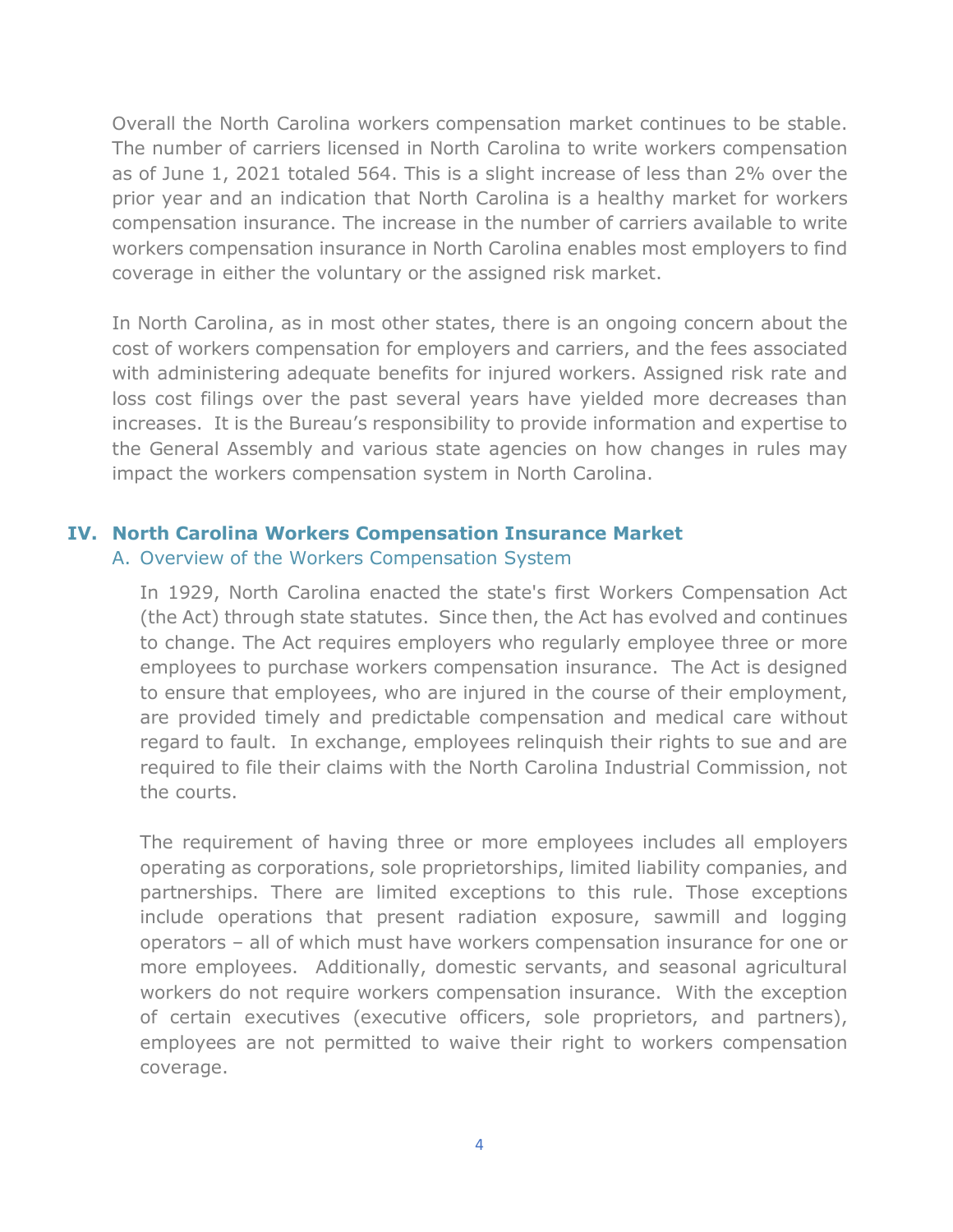Overall the North Carolina workers compensation market continues to be stable. The number of carriers licensed in North Carolina to write workers compensation as of June 1, 2021 totaled 564. This is a slight increase of less than 2% over the prior year and an indication that North Carolina is a healthy market for workers compensation insurance. The increase in the number of carriers available to write workers compensation insurance in North Carolina enables most employers to find coverage in either the voluntary or the assigned risk market.

In North Carolina, as in most other states, there is an ongoing concern about the cost of workers compensation for employers and carriers, and the fees associated with administering adequate benefits for injured workers. Assigned risk rate and loss cost filings over the past several years have yielded more decreases than increases. It is the Bureau's responsibility to provide information and expertise to the General Assembly and various state agencies on how changes in rules may impact the workers compensation system in North Carolina.

## IV. North Carolina Workers Compensation Insurance Market

### A. Overview of the Workers Compensation System

In 1929, North Carolina enacted the state's first Workers Compensation Act (the Act) through state statutes. Since then, the Act has evolved and continues to change. The Act requires employers who regularly employee three or more employees to purchase workers compensation insurance. The Act is designed to ensure that employees, who are injured in the course of their employment, are provided timely and predictable compensation and medical care without regard to fault. In exchange, employees relinquish their rights to sue and are required to file their claims with the North Carolina Industrial Commission, not the courts.

The requirement of having three or more employees includes all employers operating as corporations, sole proprietorships, limited liability companies, and partnerships. There are limited exceptions to this rule. Those exceptions include operations that present radiation exposure, sawmill and logging operators – all of which must have workers compensation insurance for one or more employees. Additionally, domestic servants, and seasonal agricultural workers do not require workers compensation insurance. With the exception of certain executives (executive officers, sole proprietors, and partners), employees are not permitted to waive their right to workers compensation coverage.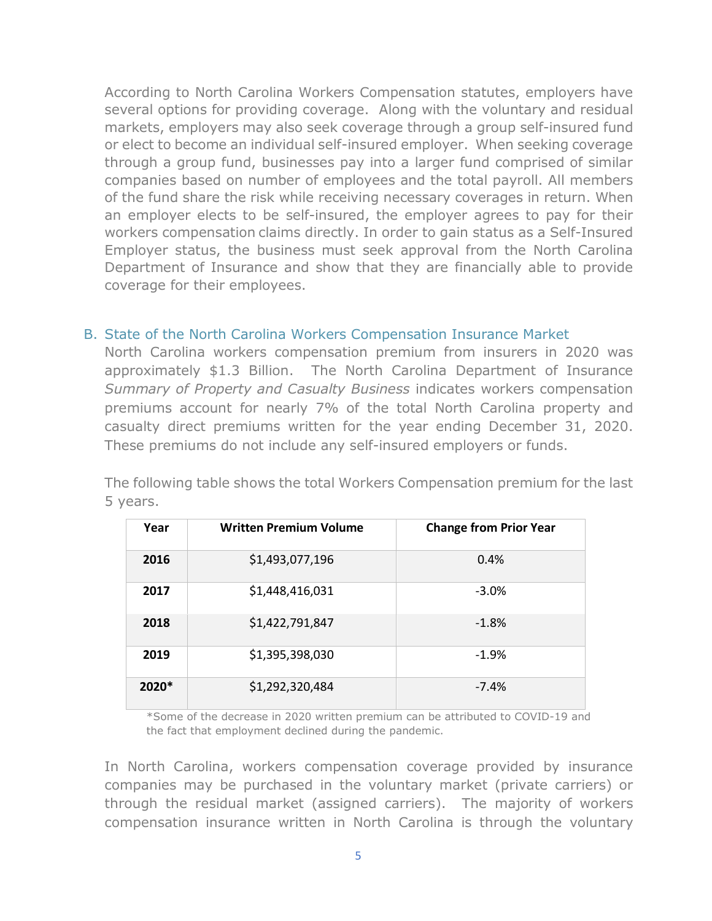According to North Carolina Workers Compensation statutes, employers have several options for providing coverage. Along with the voluntary and residual markets, employers may also seek coverage through a group self-insured fund or elect to become an individual self-insured employer. When seeking coverage through a group fund, businesses pay into a larger fund comprised of similar companies based on number of employees and the total payroll. All members of the fund share the risk while receiving necessary coverages in return. When an employer elects to be self-insured, the employer agrees to pay for their workers compensation claims directly. In order to gain status as a Self-Insured Employer status, the business must seek approval from the North Carolina Department of Insurance and show that they are financially able to provide coverage for their employees.

## B. State of the North Carolina Workers Compensation Insurance Market

North Carolina workers compensation premium from insurers in 2020 was approximately $1.3 Billion. The North Carolina Department of Insurance *Summary of Property and Casualty Business* indicates workers compensation premiums account for nearly 7% of the total North Carolina property and casualty direct premiums written for the year ending December 31, 2020. These premiums do not include any self-insured employers or funds.

The following table shows the total Workers Compensation premium for the last 5 years.

| Year | Written Premium Volume | Change from Prior Year |
|---|---|---|
| **2016** | $1,493,077,196 | 0.4% |
| **2017** | $1,448,416,031 | -3.0% |
| **2018** | $1,422,791,847 | -1.8% |
| **2019** | $1,395,398,030 | -1.9% |
| **2020*** | $1,292,320,484 | -7.4% |

*Some of the decrease in 2020 written premium can be attributed to COVID-19 and the fact that employment declined during the pandemic.

In North Carolina, workers compensation coverage provided by insurance companies may be purchased in the voluntary market (private carriers) or through the residual market (assigned carriers). The majority of workers compensation insurance written in North Carolina is through the voluntary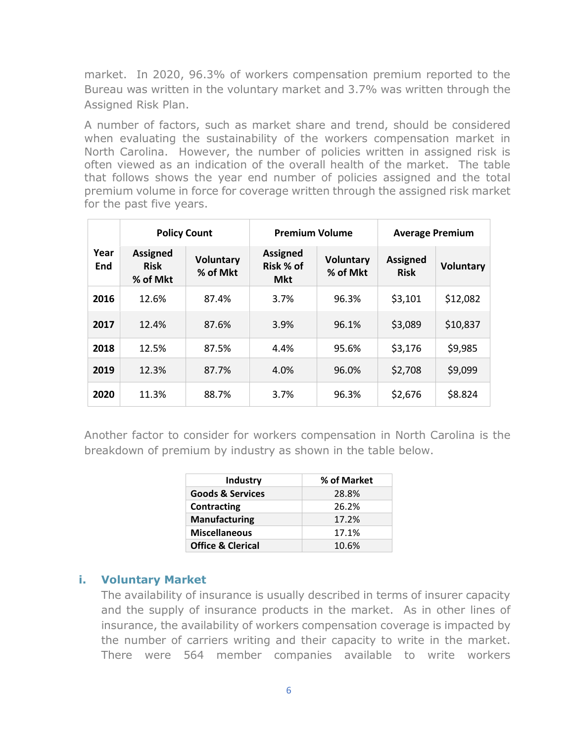market. In 2020, 96.3% of workers compensation premium reported to the Bureau was written in the voluntary market and 3.7% was written through the Assigned Risk Plan.

A number of factors, such as market share and trend, should be considered when evaluating the sustainability of the workers compensation market in North Carolina. However, the number of policies written in assigned risk is often viewed as an indication of the overall health of the market. The table that follows shows the year end number of policies assigned and the total premium volume in force for coverage written through the assigned risk market for the past five years.

| Year End | Policy Count | | Premium Volume | | Average Premium | |
|---|---|---|---|---|---|---|
| | Assigned Risk % of Mkt | Voluntary % of Mkt | Assigned Risk % of Mkt | Voluntary % of Mkt | Assigned Risk | Voluntary |
| **2016** | 12.6% | 87.4% | 3.7% | 96.3% | $3,101 | $12,082 |
| **2017** | 12.4% | 87.6% | 3.9% | 96.1% | $3,089 | $10,837 |
| **2018** | 12.5% | 87.5% | 4.4% | 95.6% | $3,176 | $9,985 |
| **2019** | 12.3% | 87.7% | 4.0% | 96.0% | $2,708 | $9,099 |
| **2020** | 11.3% | 88.7% | 3.7% | 96.3% | $2,676 | $8.824 |

Another factor to consider for workers compensation in North Carolina is the breakdown of premium by industry as shown in the table below.

| Industry | % of Market |
|---|---|
| **Goods & Services** | 28.8% |
| **Contracting** | 26.2% |
| **Manufacturing** | 17.2% |
| **Miscellaneous** | 17.1% |
| **Office & Clerical** | 10.6% |

### i. Voluntary Market

The availability of insurance is usually described in terms of insurer capacity and the supply of insurance products in the market. As in other lines of insurance, the availability of workers compensation coverage is impacted by the number of carriers writing and their capacity to write in the market. There were 564 member companies available to write workers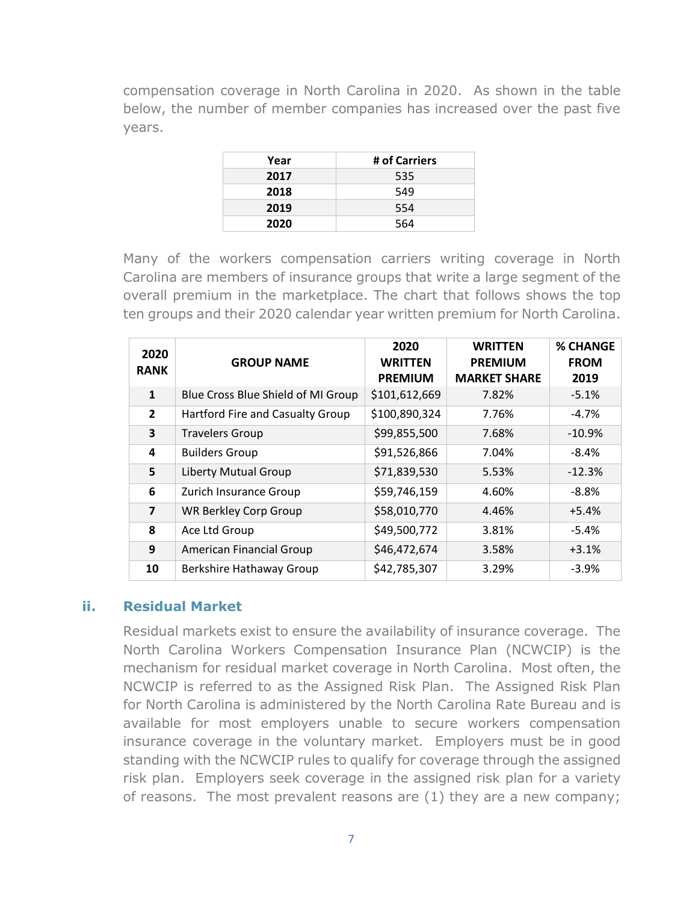compensation coverage in North Carolina in 2020. As shown in the table below, the number of member companies has increased over the past five years.

| Year | # of Carriers |
|---|---|
| **2017** | 535 |
| **2018** | 549 |
| **2019** | 554 |
| **2020** | 564 |

Many of the workers compensation carriers writing coverage in North Carolina are members of insurance groups that write a large segment of the overall premium in the marketplace. The chart that follows shows the top ten groups and their 2020 calendar year written premium for North Carolina.

| 2020 RANK | GROUP NAME | 2020 WRITTEN PREMIUM | WRITTEN PREMIUM MARKET SHARE | % CHANGE FROM 2019 |
|---|---|---|---|---|
| **1** | Blue Cross Blue Shield of MI Group | $101,612,669 | 7.82% | -5.1% |
| **2** | Hartford Fire and Casualty Group | $100,890,324 | 7.76% | -4.7% |
| **3** | Travelers Group | $99,855,500 | 7.68% | -10.9% |
| **4** | Builders Group | $91,526,866 | 7.04% | -8.4% |
| **5** | Liberty Mutual Group | $71,839,530 | 5.53% | -12.3% |
| **6** | Zurich Insurance Group | $59,746,159 | 4.60% | -8.8% |
| **7** | WR Berkley Corp Group | $58,010,770 | 4.46% | +5.4% |
| **8** | Ace Ltd Group | $49,500,772 | 3.81% | -5.4% |
| **9** | American Financial Group | $46,472,674 | 3.58% | +3.1% |
| **10** | Berkshire Hathaway Group | $42,785,307 | 3.29% | -3.9% |

### ii. Residual Market

Residual markets exist to ensure the availability of insurance coverage. The North Carolina Workers Compensation Insurance Plan (NCWCIP) is the mechanism for residual market coverage in North Carolina. Most often, the NCWCIP is referred to as the Assigned Risk Plan. The Assigned Risk Plan for North Carolina is administered by the North Carolina Rate Bureau and is available for most employers unable to secure workers compensation insurance coverage in the voluntary market. Employers must be in good standing with the NCWCIP rules to qualify for coverage through the assigned risk plan. Employers seek coverage in the assigned risk plan for a variety of reasons. The most prevalent reasons are (1) they are a new company;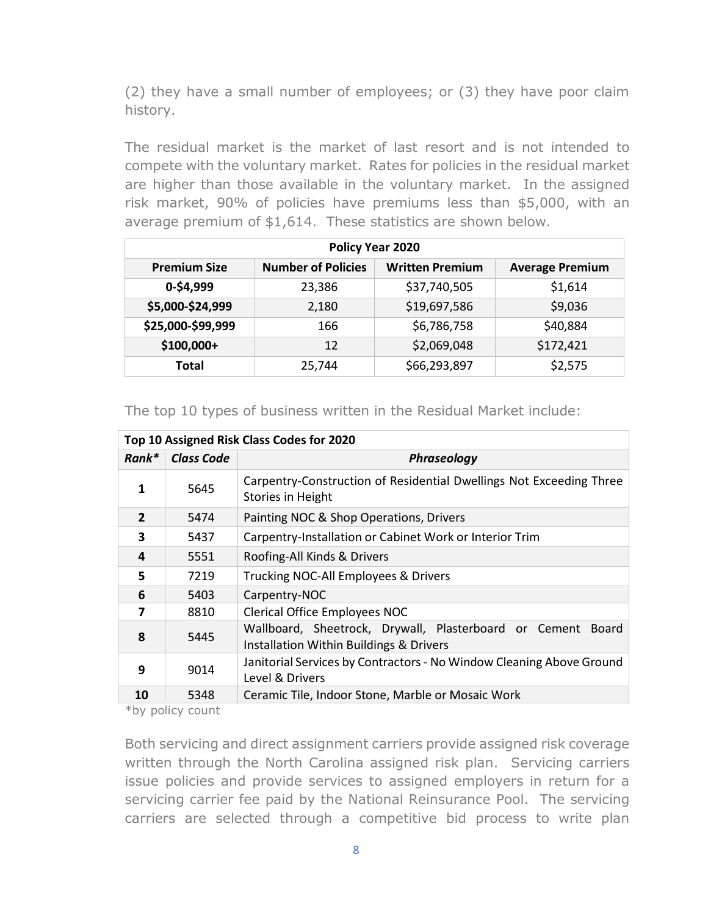(2) they have a small number of employees; or (3) they have poor claim history.

The residual market is the market of last resort and is not intended to compete with the voluntary market. Rates for policies in the residual market are higher than those available in the voluntary market. In the assigned risk market, 90% of policies have premiums less than $5,000, with an average premium of $1,614. These statistics are shown below.

| Policy Year 2020 | | | |
|---|---|---|---|
| **Premium Size** | **Number of Policies** | **Written Premium** | **Average Premium** |
| **0-$4,999** | 23,386 | $37,740,505 | $1,614 |
| **$5,000-$24,999** | 2,180 | $19,697,586 | $9,036 |
| **$25,000-$99,999** | 166 | $6,786,758 | $40,884 |
| **$100,000+** | 12 | $2,069,048 | $172,421 |
| **Total** | 25,744 | $66,293,897 | $2,575 |

The top 10 types of business written in the Residual Market include:

| Top 10 Assigned Risk Class Codes for 2020 | | |
|---|---|---|
| ***Rank**** | ***Class Code*** | ***Phraseology*** |
| **1** | 5645 | Carpentry-Construction of Residential Dwellings Not Exceeding Three Stories in Height |
| **2** | 5474 | Painting NOC & Shop Operations, Drivers |
| **3** | 5437 | Carpentry-Installation or Cabinet Work or Interior Trim |
| **4** | 5551 | Roofing-All Kinds & Drivers |
| **5** | 7219 | Trucking NOC-All Employees & Drivers |
| **6** | 5403 | Carpentry-NOC |
| **7** | 8810 | Clerical Office Employees NOC |
| **8** | 5445 | Wallboard, Sheetrock, Drywall, Plasterboard or Cement Board Installation Within Buildings & Drivers |
| **9** | 9014 | Janitorial Services by Contractors - No Window Cleaning Above Ground Level & Drivers |
| **10** | 5348 | Ceramic Tile, Indoor Stone, Marble or Mosaic Work |

*by policy count

Both servicing and direct assignment carriers provide assigned risk coverage written through the North Carolina assigned risk plan. Servicing carriers issue policies and provide services to assigned employers in return for a servicing carrier fee paid by the National Reinsurance Pool. The servicing carriers are selected through a competitive bid process to write plan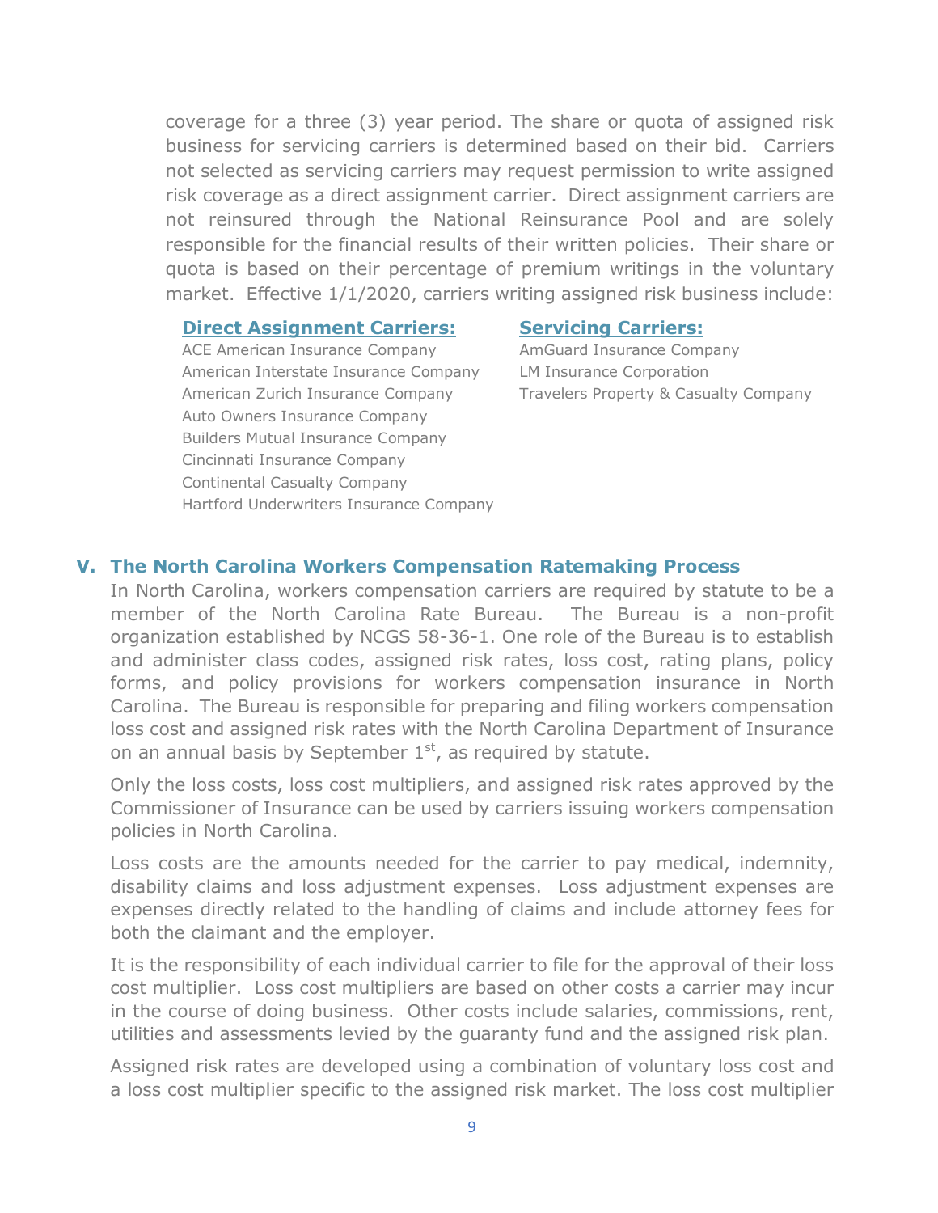coverage for a three (3) year period. The share or quota of assigned risk business for servicing carriers is determined based on their bid. Carriers not selected as servicing carriers may request permission to write assigned risk coverage as a direct assignment carrier. Direct assignment carriers are not reinsured through the National Reinsurance Pool and are solely responsible for the financial results of their written policies. Their share or quota is based on their percentage of premium writings in the voluntary market. Effective 1/1/2020, carriers writing assigned risk business include:

**Direct Assignment Carriers:**

- ACE American Insurance Company
- American Interstate Insurance Company
- American Zurich Insurance Company
- Auto Owners Insurance Company
- Builders Mutual Insurance Company
- Cincinnati Insurance Company
- Continental Casualty Company
- Hartford Underwriters Insurance Company

**Servicing Carriers:**

- AmGuard Insurance Company
- LM Insurance Corporation
- Travelers Property & Casualty Company

## V. The North Carolina Workers Compensation Ratemaking Process

In North Carolina, workers compensation carriers are required by statute to be a member of the North Carolina Rate Bureau. The Bureau is a non-profit organization established by NCGS 58-36-1. One role of the Bureau is to establish and administer class codes, assigned risk rates, loss cost, rating plans, policy forms, and policy provisions for workers compensation insurance in North Carolina. The Bureau is responsible for preparing and filing workers compensation loss cost and assigned risk rates with the North Carolina Department of Insurance on an annual basis by September 1st, as required by statute.

Only the loss costs, loss cost multipliers, and assigned risk rates approved by the Commissioner of Insurance can be used by carriers issuing workers compensation policies in North Carolina.

Loss costs are the amounts needed for the carrier to pay medical, indemnity, disability claims and loss adjustment expenses. Loss adjustment expenses are expenses directly related to the handling of claims and include attorney fees for both the claimant and the employer.

It is the responsibility of each individual carrier to file for the approval of their loss cost multiplier. Loss cost multipliers are based on other costs a carrier may incur in the course of doing business. Other costs include salaries, commissions, rent, utilities and assessments levied by the guaranty fund and the assigned risk plan.

Assigned risk rates are developed using a combination of voluntary loss cost and a loss cost multiplier specific to the assigned risk market. The loss cost multiplier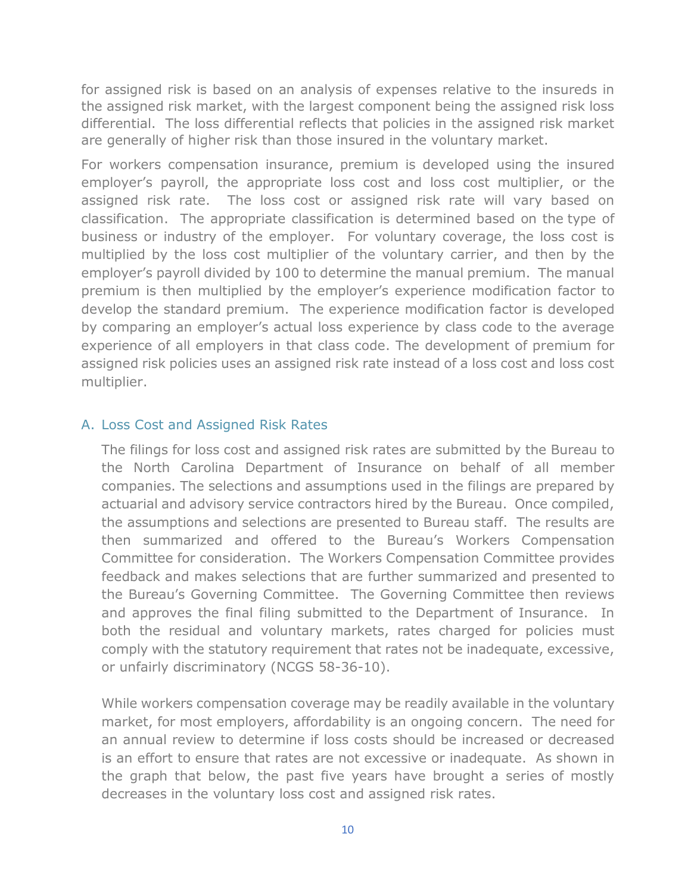for assigned risk is based on an analysis of expenses relative to the insureds in the assigned risk market, with the largest component being the assigned risk loss differential. The loss differential reflects that policies in the assigned risk market are generally of higher risk than those insured in the voluntary market.

For workers compensation insurance, premium is developed using the insured employer's payroll, the appropriate loss cost and loss cost multiplier, or the assigned risk rate. The loss cost or assigned risk rate will vary based on classification. The appropriate classification is determined based on the type of business or industry of the employer. For voluntary coverage, the loss cost is multiplied by the loss cost multiplier of the voluntary carrier, and then by the employer's payroll divided by 100 to determine the manual premium. The manual premium is then multiplied by the employer's experience modification factor to develop the standard premium. The experience modification factor is developed by comparing an employer's actual loss experience by class code to the average experience of all employers in that class code. The development of premium for assigned risk policies uses an assigned risk rate instead of a loss cost and loss cost multiplier.

## A. Loss Cost and Assigned Risk Rates

The filings for loss cost and assigned risk rates are submitted by the Bureau to the North Carolina Department of Insurance on behalf of all member companies. The selections and assumptions used in the filings are prepared by actuarial and advisory service contractors hired by the Bureau. Once compiled, the assumptions and selections are presented to Bureau staff. The results are then summarized and offered to the Bureau's Workers Compensation Committee for consideration. The Workers Compensation Committee provides feedback and makes selections that are further summarized and presented to the Bureau's Governing Committee. The Governing Committee then reviews and approves the final filing submitted to the Department of Insurance. In both the residual and voluntary markets, rates charged for policies must comply with the statutory requirement that rates not be inadequate, excessive, or unfairly discriminatory (NCGS 58-36-10).

While workers compensation coverage may be readily available in the voluntary market, for most employers, affordability is an ongoing concern. The need for an annual review to determine if loss costs should be increased or decreased is an effort to ensure that rates are not excessive or inadequate. As shown in the graph that below, the past five years have brought a series of mostly decreases in the voluntary loss cost and assigned risk rates.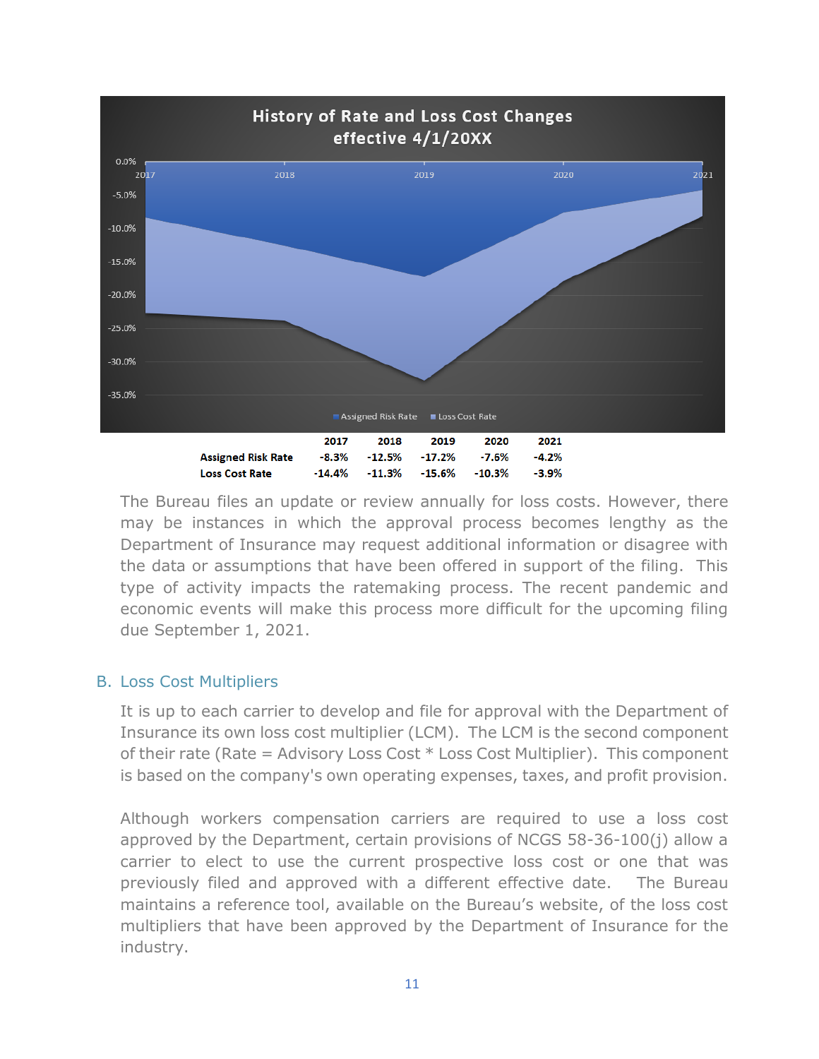**History of Rate and Loss Cost Changes effective 4/1/20XX**

| | 2017 | 2018 | 2019 | 2020 | 2021 |
|---|---|---|---|---|---|
| **Assigned Risk Rate** | -8.3% | -12.5% | -17.2% | -7.6% | -4.2% |
| **Loss Cost Rate** | -14.4% | -11.3% | -15.6% | -10.3% | -3.9% |

The Bureau files an update or review annually for loss costs. However, there may be instances in which the approval process becomes lengthy as the Department of Insurance may request additional information or disagree with the data or assumptions that have been offered in support of the filing. This type of activity impacts the ratemaking process. The recent pandemic and economic events will make this process more difficult for the upcoming filing due September 1, 2021.

## B. Loss Cost Multipliers

It is up to each carrier to develop and file for approval with the Department of Insurance its own loss cost multiplier (LCM). The LCM is the second component of their rate (Rate = Advisory Loss Cost * Loss Cost Multiplier). This component is based on the company's own operating expenses, taxes, and profit provision.

Although workers compensation carriers are required to use a loss cost approved by the Department, certain provisions of NCGS 58-36-100(j) allow a carrier to elect to use the current prospective loss cost or one that was previously filed and approved with a different effective date. The Bureau maintains a reference tool, available on the Bureau's website, of the loss cost multipliers that have been approved by the Department of Insurance for the industry.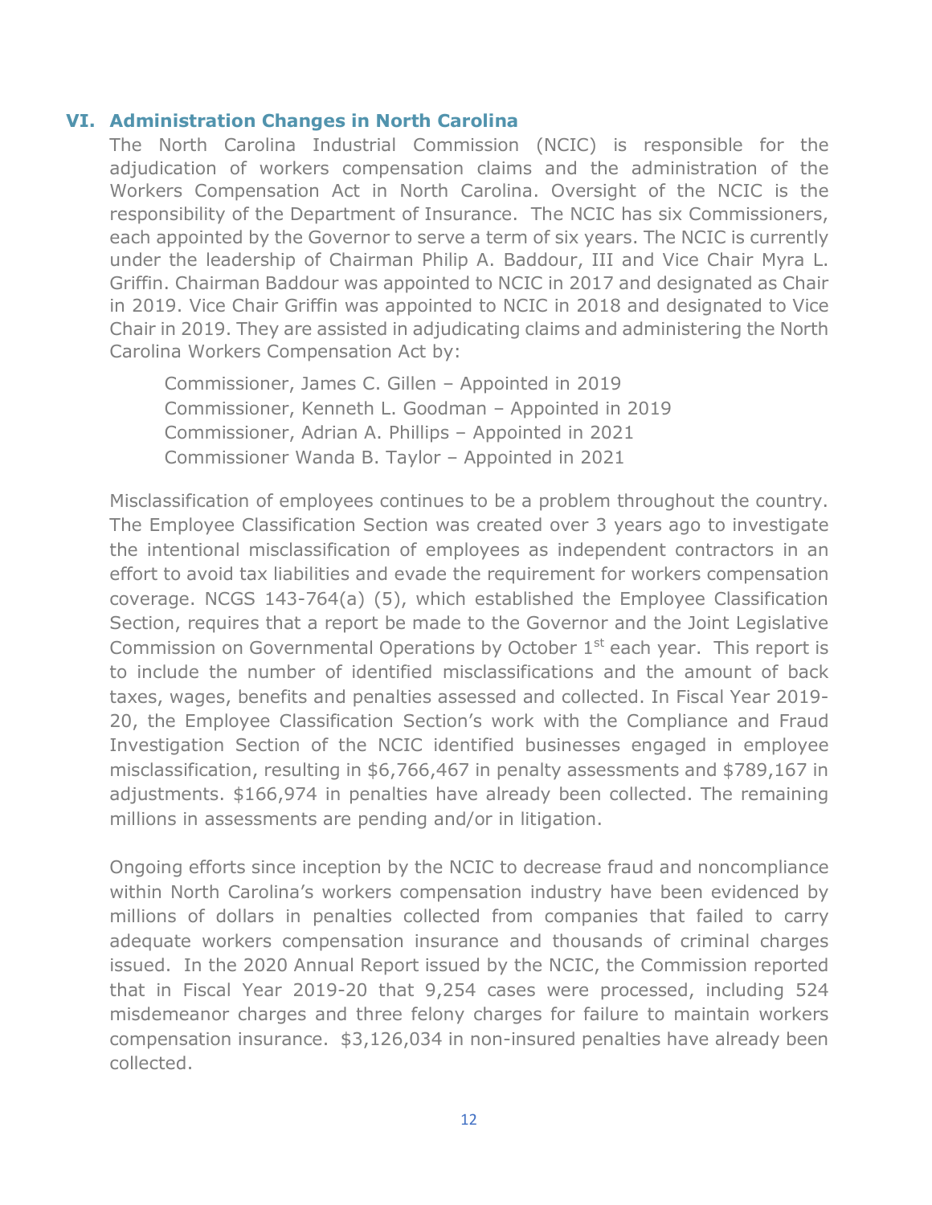## VI. Administration Changes in North Carolina

The North Carolina Industrial Commission (NCIC) is responsible for the adjudication of workers compensation claims and the administration of the Workers Compensation Act in North Carolina. Oversight of the NCIC is the responsibility of the Department of Insurance. The NCIC has six Commissioners, each appointed by the Governor to serve a term of six years. The NCIC is currently under the leadership of Chairman Philip A. Baddour, III and Vice Chair Myra L. Griffin. Chairman Baddour was appointed to NCIC in 2017 and designated as Chair in 2019. Vice Chair Griffin was appointed to NCIC in 2018 and designated to Vice Chair in 2019. They are assisted in adjudicating claims and administering the North Carolina Workers Compensation Act by:

Commissioner, James C. Gillen – Appointed in 2019
Commissioner, Kenneth L. Goodman – Appointed in 2019
Commissioner, Adrian A. Phillips – Appointed in 2021
Commissioner Wanda B. Taylor – Appointed in 2021

Misclassification of employees continues to be a problem throughout the country. The Employee Classification Section was created over 3 years ago to investigate the intentional misclassification of employees as independent contractors in an effort to avoid tax liabilities and evade the requirement for workers compensation coverage. NCGS 143-764(a) (5), which established the Employee Classification Section, requires that a report be made to the Governor and the Joint Legislative Commission on Governmental Operations by October 1st each year. This report is to include the number of identified misclassifications and the amount of back taxes, wages, benefits and penalties assessed and collected. In Fiscal Year 2019-20, the Employee Classification Section's work with the Compliance and Fraud Investigation Section of the NCIC identified businesses engaged in employee misclassification, resulting in $6,766,467 in penalty assessments and $789,167 in adjustments. $166,974 in penalties have already been collected. The remaining millions in assessments are pending and/or in litigation.

Ongoing efforts since inception by the NCIC to decrease fraud and noncompliance within North Carolina's workers compensation industry have been evidenced by millions of dollars in penalties collected from companies that failed to carry adequate workers compensation insurance and thousands of criminal charges issued. In the 2020 Annual Report issued by the NCIC, the Commission reported that in Fiscal Year 2019-20 that 9,254 cases were processed, including 524 misdemeanor charges and three felony charges for failure to maintain workers compensation insurance. $3,126,034 in non-insured penalties have already been collected.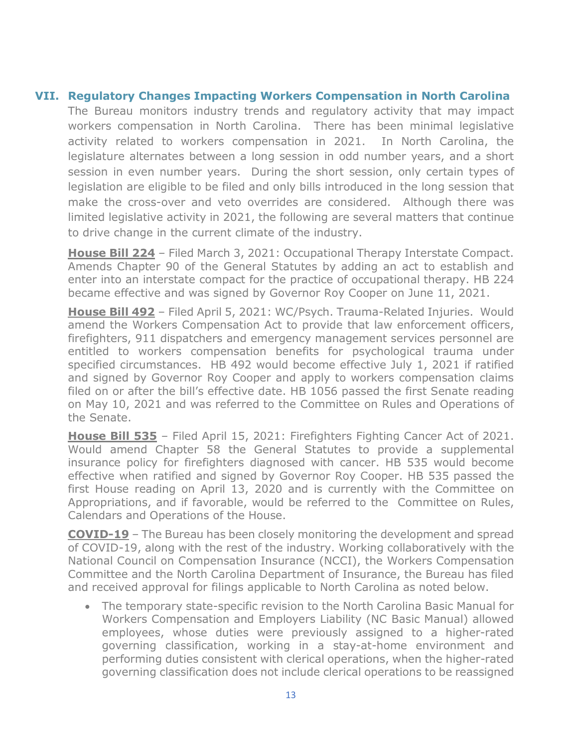## VII. Regulatory Changes Impacting Workers Compensation in North Carolina

The Bureau monitors industry trends and regulatory activity that may impact workers compensation in North Carolina. There has been minimal legislative activity related to workers compensation in 2021. In North Carolina, the legislature alternates between a long session in odd number years, and a short session in even number years. During the short session, only certain types of legislation are eligible to be filed and only bills introduced in the long session that make the cross-over and veto overrides are considered. Although there was limited legislative activity in 2021, the following are several matters that continue to drive change in the current climate of the industry.

**House Bill 224** – Filed March 3, 2021: Occupational Therapy Interstate Compact. Amends Chapter 90 of the General Statutes by adding an act to establish and enter into an interstate compact for the practice of occupational therapy. HB 224 became effective and was signed by Governor Roy Cooper on June 11, 2021.

**House Bill 492** – Filed April 5, 2021: WC/Psych. Trauma-Related Injuries. Would amend the Workers Compensation Act to provide that law enforcement officers, firefighters, 911 dispatchers and emergency management services personnel are entitled to workers compensation benefits for psychological trauma under specified circumstances. HB 492 would become effective July 1, 2021 if ratified and signed by Governor Roy Cooper and apply to workers compensation claims filed on or after the bill's effective date. HB 1056 passed the first Senate reading on May 10, 2021 and was referred to the Committee on Rules and Operations of the Senate.

**House Bill 535** – Filed April 15, 2021: Firefighters Fighting Cancer Act of 2021. Would amend Chapter 58 the General Statutes to provide a supplemental insurance policy for firefighters diagnosed with cancer. HB 535 would become effective when ratified and signed by Governor Roy Cooper. HB 535 passed the first House reading on April 13, 2020 and is currently with the Committee on Appropriations, and if favorable, would be referred to the Committee on Rules, Calendars and Operations of the House.

**COVID-19** – The Bureau has been closely monitoring the development and spread of COVID-19, along with the rest of the industry. Working collaboratively with the National Council on Compensation Insurance (NCCI), the Workers Compensation Committee and the North Carolina Department of Insurance, the Bureau has filed and received approval for filings applicable to North Carolina as noted below.

- The temporary state-specific revision to the North Carolina Basic Manual for Workers Compensation and Employers Liability (NC Basic Manual) allowed employees, whose duties were previously assigned to a higher-rated governing classification, working in a stay-at-home environment and performing duties consistent with clerical operations, when the higher-rated governing classification does not include clerical operations to be reassigned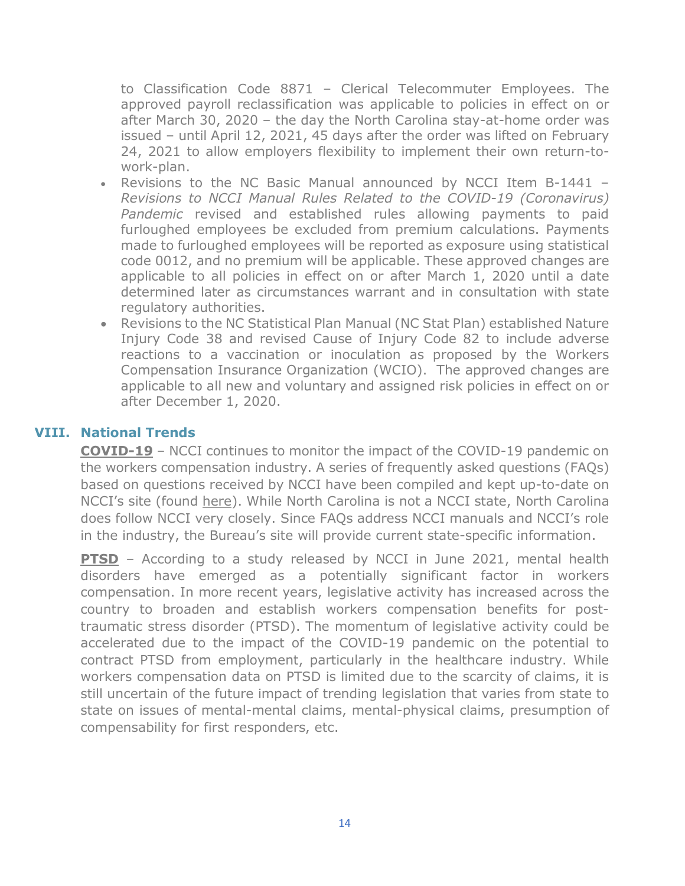to Classification Code 8871 – Clerical Telecommuter Employees. The approved payroll reclassification was applicable to policies in effect on or after March 30, 2020 – the day the North Carolina stay-at-home order was issued – until April 12, 2021, 45 days after the order was lifted on February 24, 2021 to allow employers flexibility to implement their own return-to-work-plan.

- Revisions to the NC Basic Manual announced by NCCI Item B-1441 – *Revisions to NCCI Manual Rules Related to the COVID-19 (Coronavirus) Pandemic* revised and established rules allowing payments to paid furloughed employees be excluded from premium calculations. Payments made to furloughed employees will be reported as exposure using statistical code 0012, and no premium will be applicable. These approved changes are applicable to all policies in effect on or after March 1, 2020 until a date determined later as circumstances warrant and in consultation with state regulatory authorities.
- Revisions to the NC Statistical Plan Manual (NC Stat Plan) established Nature Injury Code 38 and revised Cause of Injury Code 82 to include adverse reactions to a vaccination or inoculation as proposed by the Workers Compensation Insurance Organization (WCIO). The approved changes are applicable to all new and voluntary and assigned risk policies in effect on or after December 1, 2020.

## VIII. National Trends

**COVID-19** – NCCI continues to monitor the impact of the COVID-19 pandemic on the workers compensation industry. A series of frequently asked questions (FAQs) based on questions received by NCCI have been compiled and kept up-to-date on NCCI's site (found here). While North Carolina is not a NCCI state, North Carolina does follow NCCI very closely. Since FAQs address NCCI manuals and NCCI's role in the industry, the Bureau's site will provide current state-specific information.

**PTSD** – According to a study released by NCCI in June 2021, mental health disorders have emerged as a potentially significant factor in workers compensation. In more recent years, legislative activity has increased across the country to broaden and establish workers compensation benefits for post-traumatic stress disorder (PTSD). The momentum of legislative activity could be accelerated due to the impact of the COVID-19 pandemic on the potential to contract PTSD from employment, particularly in the healthcare industry. While workers compensation data on PTSD is limited due to the scarcity of claims, it is still uncertain of the future impact of trending legislation that varies from state to state on issues of mental-mental claims, mental-physical claims, presumption of compensability for first responders, etc.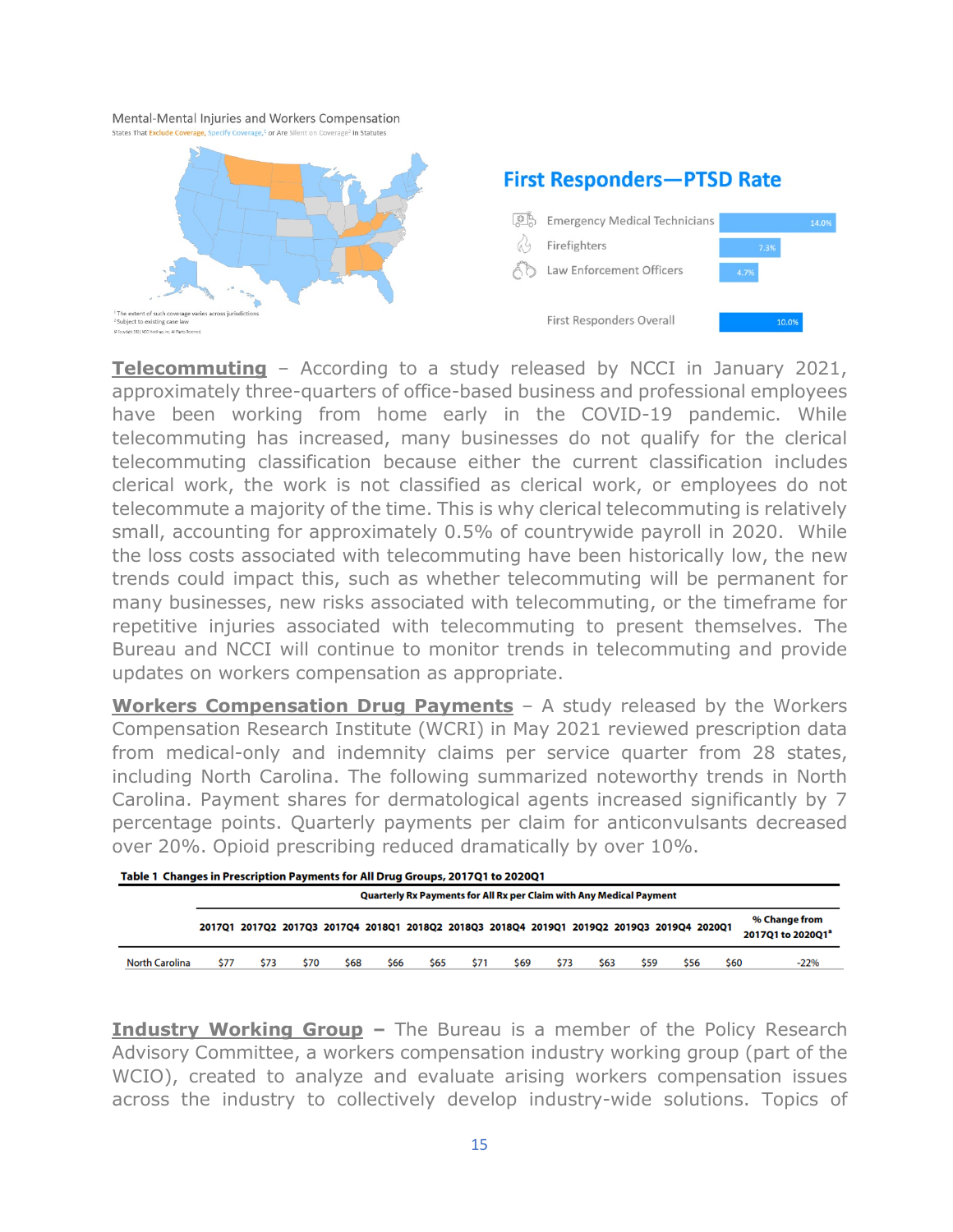Mental-Mental Injuries and Workers Compensation

States That Exclude Coverage, Specify Coverage,[1] or Are Silent on Coverage[2] in Statutes

[1] The extent of such coverage varies across jurisdictions
[2] Subject to existing case law

**First Responders—PTSD Rate**

| | |
|---|---|
| Emergency Medical Technicians | 14.0% |
| Firefighters | 7.3% |
| Law Enforcement Officers | 4.7% |
| First Responders Overall | 10.0% |

**Telecommuting** – According to a study released by NCCI in January 2021, approximately three-quarters of office-based business and professional employees have been working from home early in the COVID-19 pandemic. While telecommuting has increased, many businesses do not qualify for the clerical telecommuting classification because either the current classification includes clerical work, the work is not classified as clerical work, or employees do not telecommute a majority of the time. This is why clerical telecommuting is relatively small, accounting for approximately 0.5% of countrywide payroll in 2020. While the loss costs associated with telecommuting have been historically low, the new trends could impact this, such as whether telecommuting will be permanent for many businesses, new risks associated with telecommuting, or the timeframe for repetitive injuries associated with telecommuting to present themselves. The Bureau and NCCI will continue to monitor trends in telecommuting and provide updates on workers compensation as appropriate.

**Workers Compensation Drug Payments** – A study released by the Workers Compensation Research Institute (WCRI) in May 2021 reviewed prescription data from medical-only and indemnity claims per service quarter from 28 states, including North Carolina. The following summarized noteworthy trends in North Carolina. Payment shares for dermatological agents increased significantly by 7 percentage points. Quarterly payments per claim for anticonvulsants decreased over 20%. Opioid prescribing reduced dramatically by over 10%.

**Table 1 Changes in Prescription Payments for All Drug Groups, 2017Q1 to 2020Q1**

| | Quarterly Rx Payments for All Rx per Claim with Any Medical Payment | | | | | | | | | | | | | |
|---|---|---|---|---|---|---|---|---|---|---|---|---|---|---|
| | 2017Q1 | 2017Q2 | 2017Q3 | 2017Q4 | 2018Q1 | 2018Q2 | 2018Q3 | 2018Q4 | 2019Q1 | 2019Q2 | 2019Q3 | 2019Q4 | 2020Q1 | % Change from 2017Q1 to 2020Q1[a] |
| North Carolina | $77 | $73 | $70 | $68 | $66 | $65 | $71 | $69 | $73 | $63 | $59 | $56 | $60 | -22% |

**Industry Working Group** – The Bureau is a member of the Policy Research Advisory Committee, a workers compensation industry working group (part of the WCIO), created to analyze and evaluate arising workers compensation issues across the industry to collectively develop industry-wide solutions. Topics of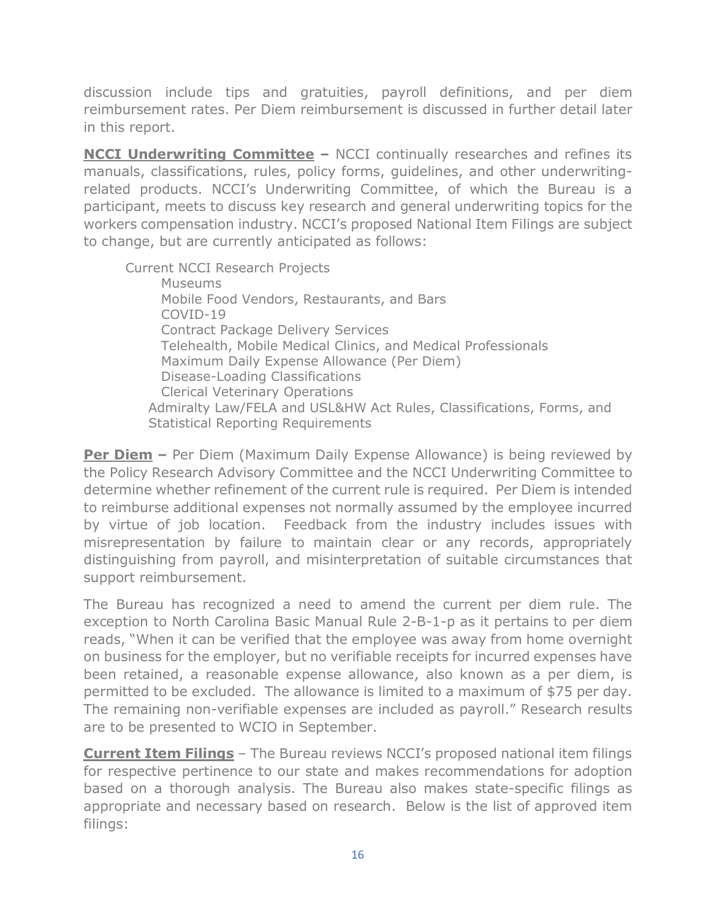discussion include tips and gratuities, payroll definitions, and per diem reimbursement rates. Per Diem reimbursement is discussed in further detail later in this report.

**NCCI Underwriting Committee –** NCCI continually researches and refines its manuals, classifications, rules, policy forms, guidelines, and other underwriting-related products. NCCI's Underwriting Committee, of which the Bureau is a participant, meets to discuss key research and general underwriting topics for the workers compensation industry. NCCI's proposed National Item Filings are subject to change, but are currently anticipated as follows:

- Current NCCI Research Projects
  - Museums
  - Mobile Food Vendors, Restaurants, and Bars
  - COVID-19
  - Contract Package Delivery Services
  - Telehealth, Mobile Medical Clinics, and Medical Professionals
  - Maximum Daily Expense Allowance (Per Diem)
  - Disease-Loading Classifications
  - Clerical Veterinary Operations
- Admiralty Law/FELA and USL&HW Act Rules, Classifications, Forms, and Statistical Reporting Requirements

**Per Diem –** Per Diem (Maximum Daily Expense Allowance) is being reviewed by the Policy Research Advisory Committee and the NCCI Underwriting Committee to determine whether refinement of the current rule is required. Per Diem is intended to reimburse additional expenses not normally assumed by the employee incurred by virtue of job location. Feedback from the industry includes issues with misrepresentation by failure to maintain clear or any records, appropriately distinguishing from payroll, and misinterpretation of suitable circumstances that support reimbursement.

The Bureau has recognized a need to amend the current per diem rule. The exception to North Carolina Basic Manual Rule 2-B-1-p as it pertains to per diem reads, "When it can be verified that the employee was away from home overnight on business for the employer, but no verifiable receipts for incurred expenses have been retained, a reasonable expense allowance, also known as a per diem, is permitted to be excluded. The allowance is limited to a maximum of $75 per day. The remaining non-verifiable expenses are included as payroll." Research results are to be presented to WCIO in September.

**Current Item Filings** – The Bureau reviews NCCI's proposed national item filings for respective pertinence to our state and makes recommendations for adoption based on a thorough analysis. The Bureau also makes state-specific filings as appropriate and necessary based on research. Below is the list of approved item filings: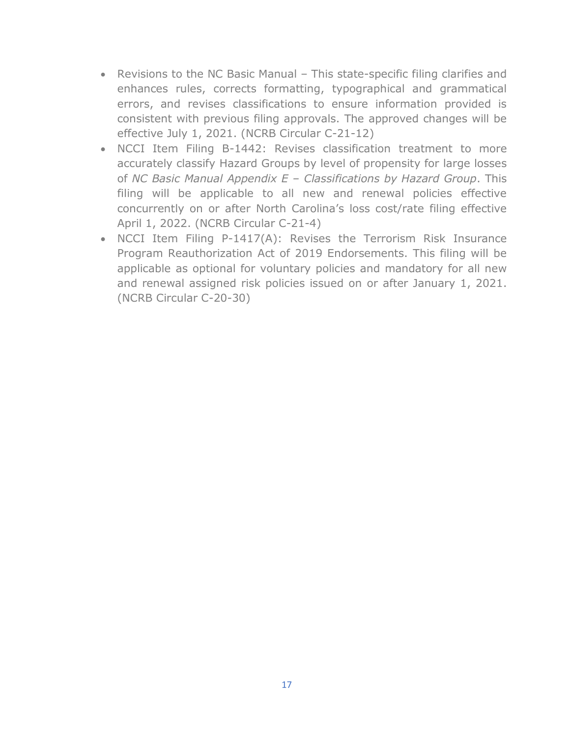- Revisions to the NC Basic Manual – This state-specific filing clarifies and enhances rules, corrects formatting, typographical and grammatical errors, and revises classifications to ensure information provided is consistent with previous filing approvals. The approved changes will be effective July 1, 2021. (NCRB Circular C-21-12)
- NCCI Item Filing B-1442: Revises classification treatment to more accurately classify Hazard Groups by level of propensity for large losses of *NC Basic Manual Appendix E – Classifications by Hazard Group*. This filing will be applicable to all new and renewal policies effective concurrently on or after North Carolina's loss cost/rate filing effective April 1, 2022. (NCRB Circular C-21-4)
- NCCI Item Filing P-1417(A): Revises the Terrorism Risk Insurance Program Reauthorization Act of 2019 Endorsements. This filing will be applicable as optional for voluntary policies and mandatory for all new and renewal assigned risk policies issued on or after January 1, 2021. (NCRB Circular C-20-30)